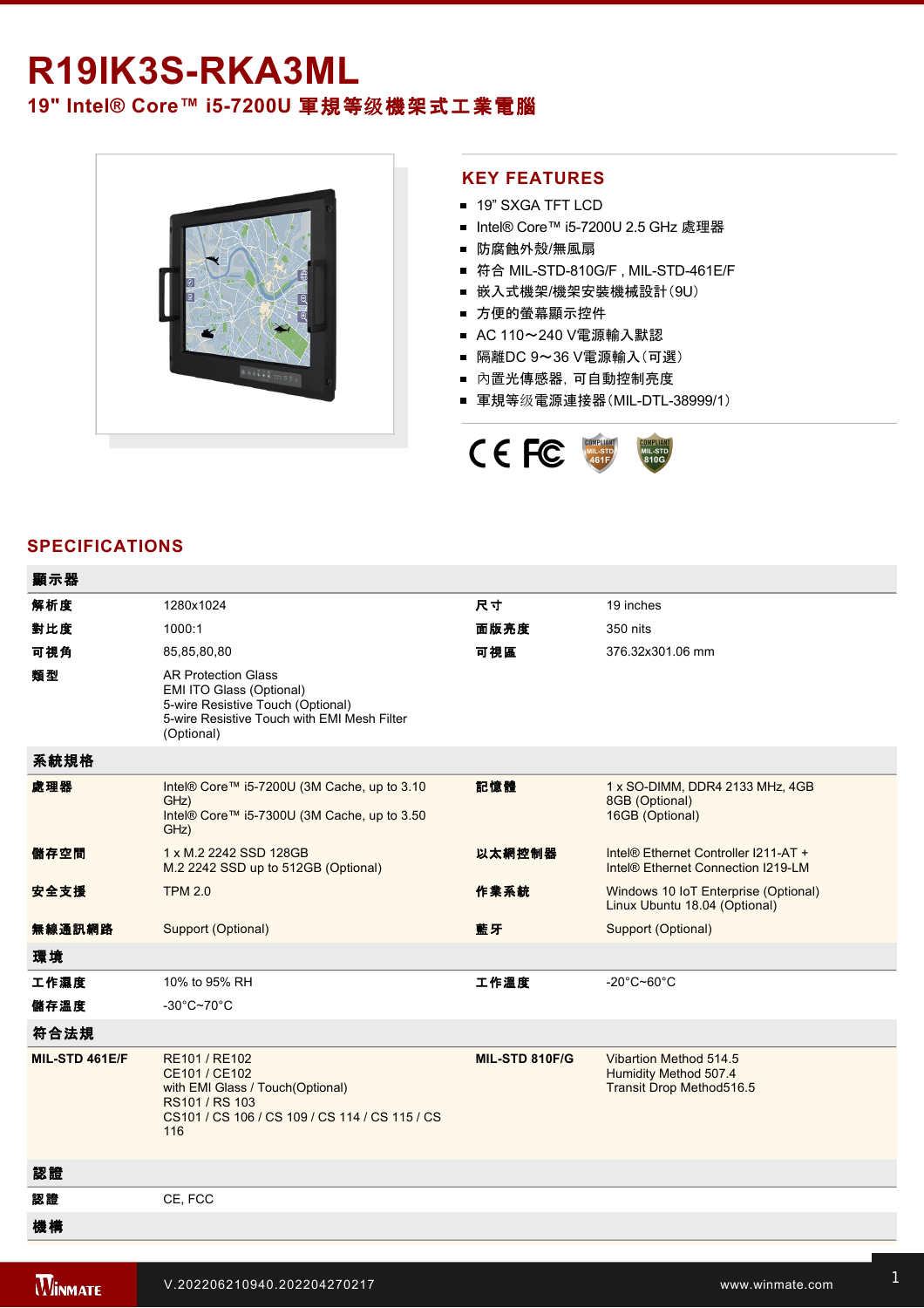# R19IK3S-RKA3ML

## 19" Intel® Core™ i5-7200U 軍規等级機架式工業電腦

## KEY FEATURES

- 19" SXGA TFT LCD
- Intel® Core™ i5-7200U 2.5 GHz 處理器
- 防腐蝕外殼/無風扇
- 符合 MIL-STD-810G/F , MIL-STD-461E/F
- 嵌入式機架/機架安裝機械設計(9U)
- 方便的螢幕顯示控件
- AC 110～240 V電源輸入默認
- 隔離DC 9～36 V電源輸入(可選)
- 內置光傳感器, 可自動控制亮度
- 軍規等级電源連接器(MIL-DTL-38999/1)

## SPECIFICATIONS

| 顯示器 | | | |
|---|---|---|---|
| 解析度 | 1280x1024 | 尺寸 | 19 inches |
| 對比度 | 1000:1 | 面版亮度 | 350 nits |
| 可視角 | 85,85,80,80 | 可視區 | 376.32x301.06 mm |
| 類型 | AR Protection Glass<br>EMI ITO Glass (Optional)<br>5-wire Resistive Touch (Optional)<br>5-wire Resistive Touch with EMI Mesh Filter (Optional) | | |
| **系統規格** | | | |
| 處理器 | Intel® Core™ i5-7200U (3M Cache, up to 3.10 GHz)<br>Intel® Core™ i5-7300U (3M Cache, up to 3.50 GHz) | 記憶體 | 1 x SO-DIMM, DDR4 2133 MHz, 4GB<br>8GB (Optional)<br>16GB (Optional) |
| 儲存空間 | 1 x M.2 2242 SSD 128GB<br>M.2 2242 SSD up to 512GB (Optional) | 以太網控制器 | Intel® Ethernet Controller I211-AT +<br>Intel® Ethernet Connection I219-LM |
| 安全支援 | TPM 2.0 | 作業系統 | Windows 10 IoT Enterprise (Optional)<br>Linux Ubuntu 18.04 (Optional) |
| 無線通訊網路 | Support (Optional) | 藍牙 | Support (Optional) |
| **環境** | | | |
| 工作濕度 | 10% to 95% RH | 工作溫度 | -20°C~60°C |
| 儲存溫度 | -30°C~70°C | | |
| **符合法規** | | | |
| MIL-STD 461E/F | RE101 / RE102<br>CE101 / CE102<br>with EMI Glass / Touch(Optional)<br>RS101 / RS 103<br>CS101 / CS 106 / CS 109 / CS 114 / CS 115 / CS 116 | MIL-STD 810F/G | Vibartion Method 514.5<br>Humidity Method 507.4<br>Transit Drop Method516.5 |
| **認證** | | | |
| 認證 | CE, FCC | | |
| **機構** | | | |

V.202206210940.202204270217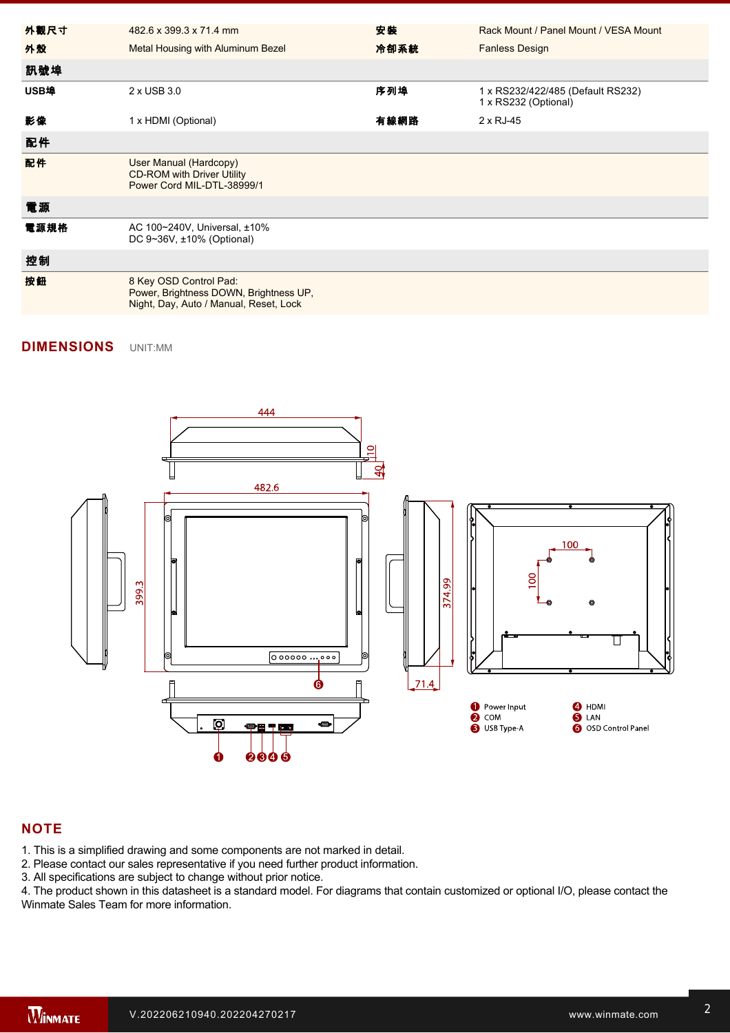| | | | |
|---|---|---|---|
| 外觀尺寸 | 482.6 x 399.3 x 71.4 mm | 安裝 | Rack Mount / Panel Mount / VESA Mount |
| 外殼 | Metal Housing with Aluminum Bezel | 冷卻系統 | Fanless Design |
| **訊號埠** | | | |
| USB埠 | 2 x USB 3.0 | 序列埠 | 1 x RS232/422/485 (Default RS232)<br>1 x RS232 (Optional) |
| 影像 | 1 x HDMI (Optional) | 有線網路 | 2 x RJ-45 |
| **配件** | | | |
| 配件 | User Manual (Hardcopy)<br>CD-ROM with Driver Utility<br>Power Cord MIL-DTL-38999/1 | | |
| **電源** | | | |
| 電源規格 | AC 100~240V, Universal, ±10%<br>DC 9~36V, ±10% (Optional) | | |
| **控制** | | | |
| 按鈕 | 8 Key OSD Control Pad:<br>Power, Brightness DOWN, Brightness UP,<br>Night, Day, Auto / Manual, Reset, Lock | | |

## DIMENSIONS

UNIT:MM

444
110
40
482.6
399.3
374.99
71.4
100
100

1 Power Input
2 COM
3 USB Type-A
4 HDMI
5 LAN
6 OSD Control Panel

## NOTE

1. This is a simplified drawing and some components are not marked in detail.
2. Please contact our sales representative if you need further product information.
3. All specifications are subject to change without prior notice.
4. The product shown in this datasheet is a standard model. For diagrams that contain customized or optional I/O, please contact the Winmate Sales Team for more information.

V.202206210940.202204270217

www.winmate.com